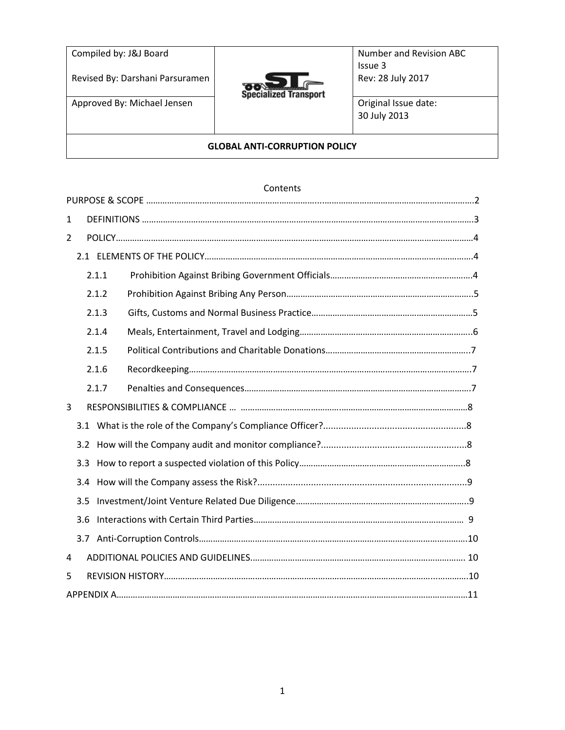| Compiled by: J&J Board<br><br>Revised By: Darshani Parsuramen | Specialized Transport | Number and Revision ABC<br>Issue 3<br>Rev: 28 July 2017 |
|---|---|---|
| Approved By: Michael Jensen | | Original Issue date:<br>30 July 2013 |
| **GLOBAL ANTI-CORRUPTION POLICY** | | |

Contents

PURPOSE & SCOPE ........................................................................................................................2

1 DEFINITIONS ...........................................................................................................................3

2 POLICY.......................................................................................................................................4

2.1 ELEMENTS OF THE POLICY.................................................................................................4

2.1.1 Prohibition Against Bribing Government Officials..........................................................4

2.1.2 Prohibition Against Bribing Any Person..........................................................................5

2.1.3 Gifts, Customs and Normal Business Practice..................................................................5

2.1.4 Meals, Entertainment, Travel and Lodging.......................................................................6

2.1.5 Political Contributions and Charitable Donations............................................................7

2.1.6 Recordkeeping..................................................................................................................7

2.1.7 Penalties and Consequences...............................................................................................7

3 RESPONSIBILITIES & COMPLIANCE ... ................................................................................8

3.1 What is the role of the Company's Compliance Officer?.......................................................8

3.2 How will the Company audit and monitor compliance?.......................................................8

3.3 How to report a suspected violation of this Policy..................................................................8

3.4 How will the Company assess the Risk?.................................................................................9

3.5 Investment/Joint Venture Related Due Diligence...................................................................9

3.6 Interactions with Certain Third Parties..................................................................................9

3.7 Anti-Corruption Controls.......................................................................................................10

4 ADDITIONAL POLICIES AND GUIDELINES.......................................................................... 10

5 REVISION HISTORY.................................................................................................................10

APPENDIX A..................................................................................................................................11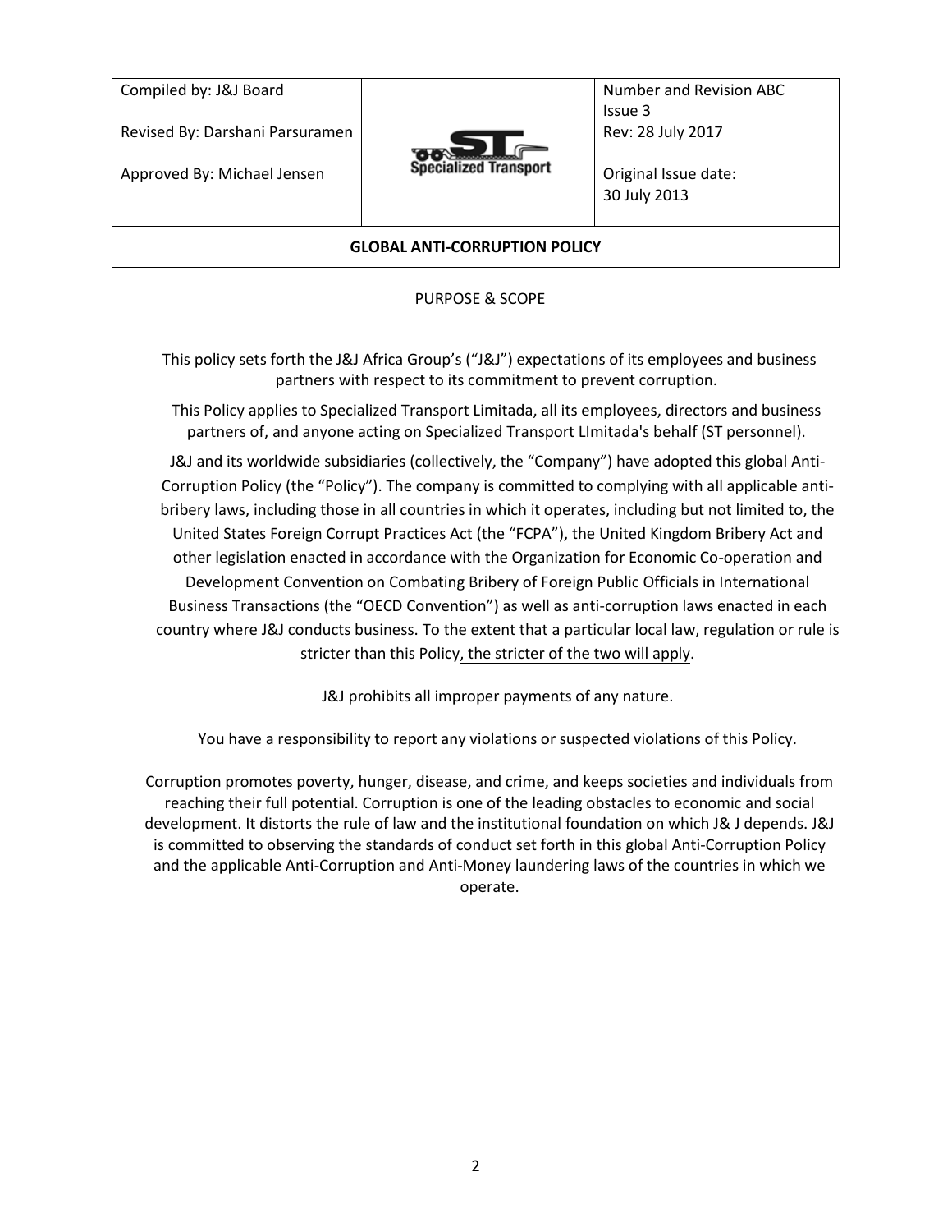| Compiled by: J&J Board<br><br>Revised By: Darshani Parsuramen | Specialized Transport | Number and Revision ABC<br>Issue 3<br>Rev: 28 July 2017 |
|---|---|---|
| Approved By: Michael Jensen | | Original Issue date:<br>30 July 2013 |
| **GLOBAL ANTI-CORRUPTION POLICY** | | |

PURPOSE & SCOPE

This policy sets forth the J&J Africa Group's ("J&J") expectations of its employees and business partners with respect to its commitment to prevent corruption.

This Policy applies to Specialized Transport Limitada, all its employees, directors and business partners of, and anyone acting on Specialized Transport LImitada's behalf (ST personnel).

J&J and its worldwide subsidiaries (collectively, the "Company") have adopted this global Anti-Corruption Policy (the "Policy"). The company is committed to complying with all applicable anti-bribery laws, including those in all countries in which it operates, including but not limited to, the United States Foreign Corrupt Practices Act (the "FCPA"), the United Kingdom Bribery Act and other legislation enacted in accordance with the Organization for Economic Co-operation and Development Convention on Combating Bribery of Foreign Public Officials in International Business Transactions (the "OECD Convention") as well as anti-corruption laws enacted in each country where J&J conducts business. To the extent that a particular local law, regulation or rule is stricter than this Policy, the stricter of the two will apply.

J&J prohibits all improper payments of any nature.

You have a responsibility to report any violations or suspected violations of this Policy.

Corruption promotes poverty, hunger, disease, and crime, and keeps societies and individuals from reaching their full potential. Corruption is one of the leading obstacles to economic and social development. It distorts the rule of law and the institutional foundation on which J& J depends. J&J is committed to observing the standards of conduct set forth in this global Anti-Corruption Policy and the applicable Anti-Corruption and Anti-Money laundering laws of the countries in which we operate.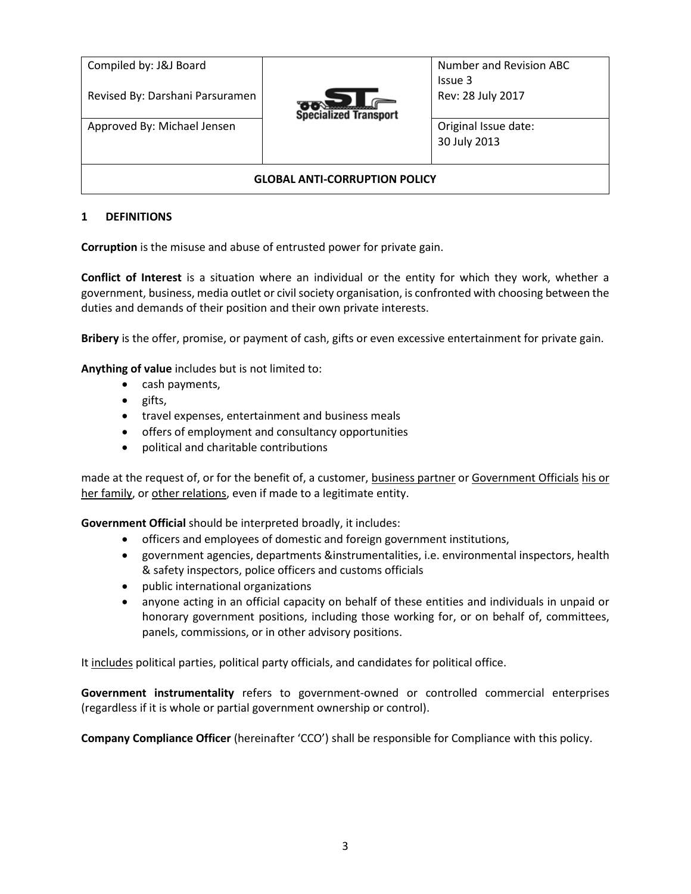| Compiled by: J&J Board<br><br>Revised By: Darshani Parsuramen | Specialized Transport | Number and Revision ABC Issue 3<br>Rev: 28 July 2017 |
|---|---|---|
| Approved By: Michael Jensen | | Original Issue date:<br>30 July 2013 |
| **GLOBAL ANTI-CORRUPTION POLICY** | | |

## 1 DEFINITIONS

**Corruption** is the misuse and abuse of entrusted power for private gain.

**Conflict of Interest** is a situation where an individual or the entity for which they work, whether a government, business, media outlet or civil society organisation, is confronted with choosing between the duties and demands of their position and their own private interests.

**Bribery** is the offer, promise, or payment of cash, gifts or even excessive entertainment for private gain.

**Anything of value** includes but is not limited to:

- cash payments,
- gifts,
- travel expenses, entertainment and business meals
- offers of employment and consultancy opportunities
- political and charitable contributions

made at the request of, or for the benefit of, a customer, <u>business partner</u> or <u>Government Officials</u> <u>his or her family</u>, or <u>other relations</u>, even if made to a legitimate entity.

**Government Official** should be interpreted broadly, it includes:

- officers and employees of domestic and foreign government institutions,
- government agencies, departments &instrumentalities, i.e. environmental inspectors, health & safety inspectors, police officers and customs officials
- public international organizations
- anyone acting in an official capacity on behalf of these entities and individuals in unpaid or honorary government positions, including those working for, or on behalf of, committees, panels, commissions, or in other advisory positions.

It <u>includes</u> political parties, political party officials, and candidates for political office.

**Government instrumentality** refers to government-owned or controlled commercial enterprises (regardless if it is whole or partial government ownership or control).

**Company Compliance Officer** (hereinafter 'CCO') shall be responsible for Compliance with this policy.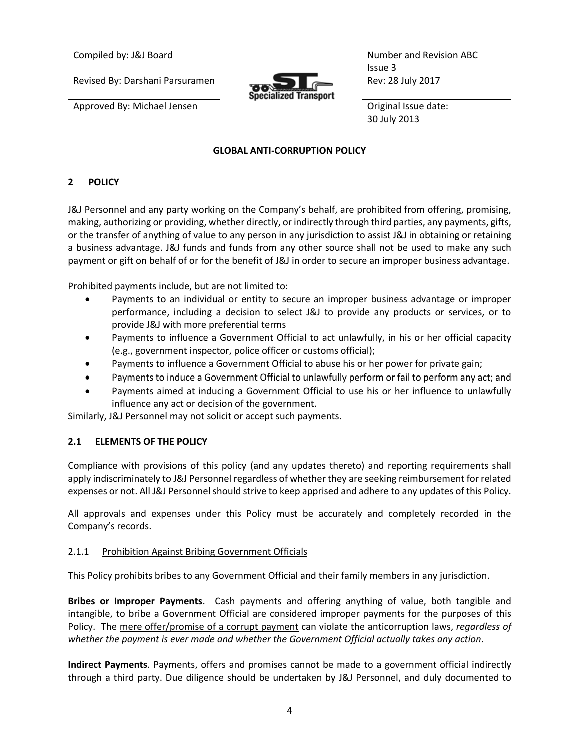## 2 POLICY

J&J Personnel and any party working on the Company's behalf, are prohibited from offering, promising, making, authorizing or providing, whether directly, or indirectly through third parties, any payments, gifts, or the transfer of anything of value to any person in any jurisdiction to assist J&J in obtaining or retaining a business advantage. J&J funds and funds from any other source shall not be used to make any such payment or gift on behalf of or for the benefit of J&J in order to secure an improper business advantage.

Prohibited payments include, but are not limited to:

- Payments to an individual or entity to secure an improper business advantage or improper performance, including a decision to select J&J to provide any products or services, or to provide J&J with more preferential terms
- Payments to influence a Government Official to act unlawfully, in his or her official capacity (e.g., government inspector, police officer or customs official);
- Payments to influence a Government Official to abuse his or her power for private gain;
- Payments to induce a Government Official to unlawfully perform or fail to perform any act; and
- Payments aimed at inducing a Government Official to use his or her influence to unlawfully influence any act or decision of the government.

Similarly, J&J Personnel may not solicit or accept such payments.

### 2.1 ELEMENTS OF THE POLICY

Compliance with provisions of this policy (and any updates thereto) and reporting requirements shall apply indiscriminately to J&J Personnel regardless of whether they are seeking reimbursement for related expenses or not. All J&J Personnel should strive to keep apprised and adhere to any updates of this Policy.

All approvals and expenses under this Policy must be accurately and completely recorded in the Company's records.

#### 2.1.1 Prohibition Against Bribing Government Officials

This Policy prohibits bribes to any Government Official and their family members in any jurisdiction.

**Bribes or Improper Payments**. Cash payments and offering anything of value, both tangible and intangible, to bribe a Government Official are considered improper payments for the purposes of this Policy. The mere offer/promise of a corrupt payment can violate the anticorruption laws, *regardless of whether the payment is ever made and whether the Government Official actually takes any action*.

**Indirect Payments**. Payments, offers and promises cannot be made to a government official indirectly through a third party. Due diligence should be undertaken by J&J Personnel, and duly documented to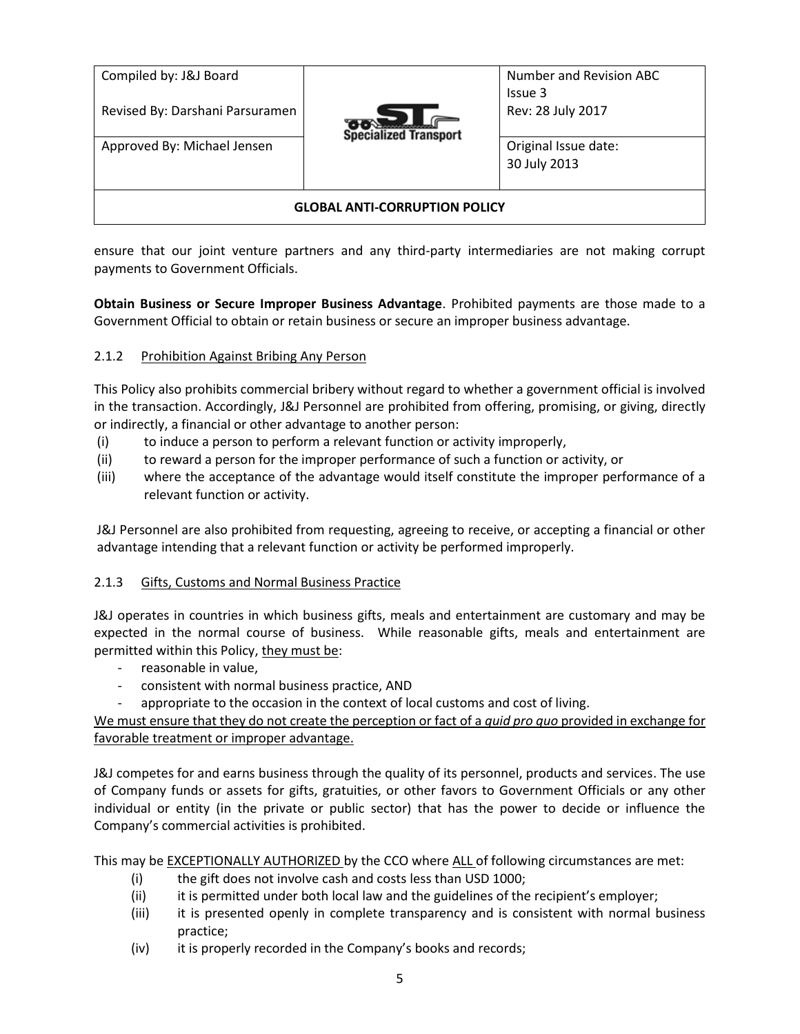ensure that our joint venture partners and any third-party intermediaries are not making corrupt payments to Government Officials.

**Obtain Business or Secure Improper Business Advantage**. Prohibited payments are those made to a Government Official to obtain or retain business or secure an improper business advantage.

#### 2.1.2 Prohibition Against Bribing Any Person

This Policy also prohibits commercial bribery without regard to whether a government official is involved in the transaction. Accordingly, J&J Personnel are prohibited from offering, promising, or giving, directly or indirectly, a financial or other advantage to another person:

(i) to induce a person to perform a relevant function or activity improperly,
(ii) to reward a person for the improper performance of such a function or activity, or
(iii) where the acceptance of the advantage would itself constitute the improper performance of a relevant function or activity.

J&J Personnel are also prohibited from requesting, agreeing to receive, or accepting a financial or other advantage intending that a relevant function or activity be performed improperly.

#### 2.1.3 Gifts, Customs and Normal Business Practice

J&J operates in countries in which business gifts, meals and entertainment are customary and may be expected in the normal course of business. While reasonable gifts, meals and entertainment are permitted within this Policy, they must be:

- reasonable in value,
- consistent with normal business practice, AND
- appropriate to the occasion in the context of local customs and cost of living.

We must ensure that they do not create the perception or fact of a *quid pro quo* provided in exchange for favorable treatment or improper advantage.

J&J competes for and earns business through the quality of its personnel, products and services. The use of Company funds or assets for gifts, gratuities, or other favors to Government Officials or any other individual or entity (in the private or public sector) that has the power to decide or influence the Company's commercial activities is prohibited.

This may be EXCEPTIONALLY AUTHORIZED by the CCO where ALL of following circumstances are met:

(i) the gift does not involve cash and costs less than USD 1000;
(ii) it is permitted under both local law and the guidelines of the recipient's employer;
(iii) it is presented openly in complete transparency and is consistent with normal business practice;
(iv) it is properly recorded in the Company's books and records;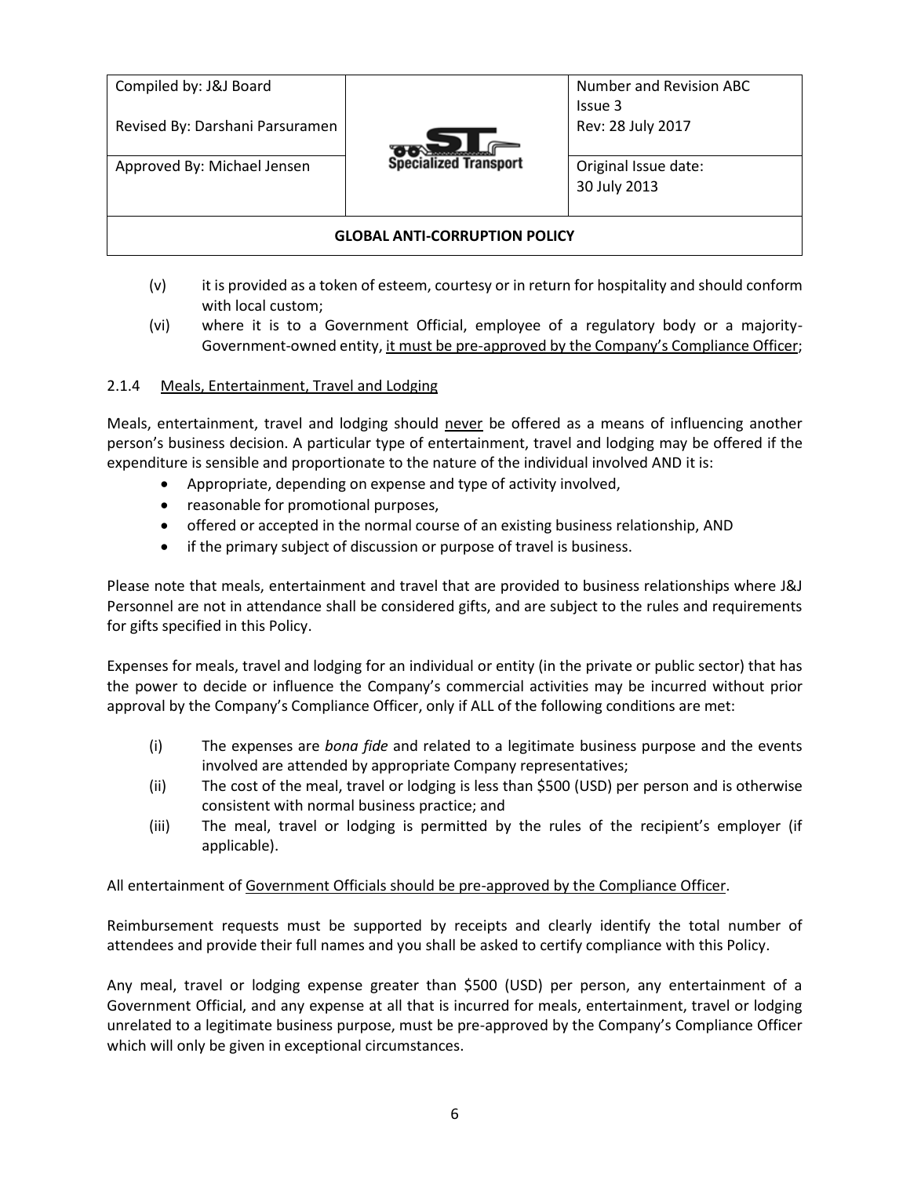(v) it is provided as a token of esteem, courtesy or in return for hospitality and should conform with local custom;

(vi) where it is to a Government Official, employee of a regulatory body or a majority-Government-owned entity, it must be pre-approved by the Company's Compliance Officer;

#### 2.1.4 Meals, Entertainment, Travel and Lodging

Meals, entertainment, travel and lodging should never be offered as a means of influencing another person's business decision. A particular type of entertainment, travel and lodging may be offered if the expenditure is sensible and proportionate to the nature of the individual involved AND it is:

- Appropriate, depending on expense and type of activity involved,
- reasonable for promotional purposes,
- offered or accepted in the normal course of an existing business relationship, AND
- if the primary subject of discussion or purpose of travel is business.

Please note that meals, entertainment and travel that are provided to business relationships where J&J Personnel are not in attendance shall be considered gifts, and are subject to the rules and requirements for gifts specified in this Policy.

Expenses for meals, travel and lodging for an individual or entity (in the private or public sector) that has the power to decide or influence the Company's commercial activities may be incurred without prior approval by the Company's Compliance Officer, only if ALL of the following conditions are met:

(i) The expenses are *bona fide* and related to a legitimate business purpose and the events involved are attended by appropriate Company representatives;

(ii) The cost of the meal, travel or lodging is less than $500 (USD) per person and is otherwise consistent with normal business practice; and

(iii) The meal, travel or lodging is permitted by the rules of the recipient's employer (if applicable).

All entertainment of Government Officials should be pre-approved by the Compliance Officer.

Reimbursement requests must be supported by receipts and clearly identify the total number of attendees and provide their full names and you shall be asked to certify compliance with this Policy.

Any meal, travel or lodging expense greater than $500 (USD) per person, any entertainment of a Government Official, and any expense at all that is incurred for meals, entertainment, travel or lodging unrelated to a legitimate business purpose, must be pre-approved by the Company's Compliance Officer which will only be given in exceptional circumstances.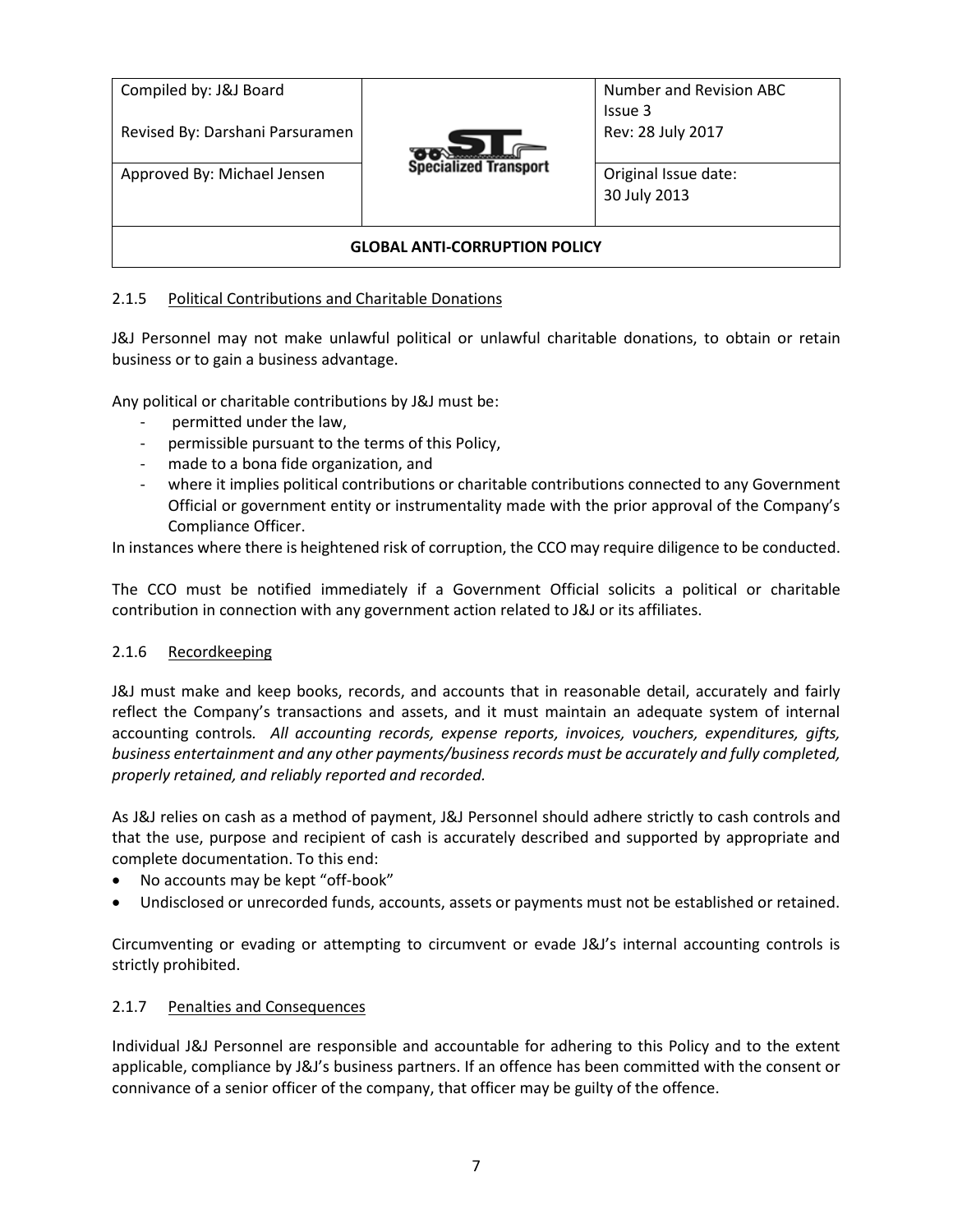### 2.1.5 Political Contributions and Charitable Donations

J&J Personnel may not make unlawful political or unlawful charitable donations, to obtain or retain business or to gain a business advantage.

Any political or charitable contributions by J&J must be:

- permitted under the law,
- permissible pursuant to the terms of this Policy,
- made to a bona fide organization, and
- where it implies political contributions or charitable contributions connected to any Government Official or government entity or instrumentality made with the prior approval of the Company's Compliance Officer.

In instances where there is heightened risk of corruption, the CCO may require diligence to be conducted.

The CCO must be notified immediately if a Government Official solicits a political or charitable contribution in connection with any government action related to J&J or its affiliates.

### 2.1.6 Recordkeeping

J&J must make and keep books, records, and accounts that in reasonable detail, accurately and fairly reflect the Company's transactions and assets, and it must maintain an adequate system of internal accounting controls. *All accounting records, expense reports, invoices, vouchers, expenditures, gifts, business entertainment and any other payments/business records must be accurately and fully completed, properly retained, and reliably reported and recorded.*

As J&J relies on cash as a method of payment, J&J Personnel should adhere strictly to cash controls and that the use, purpose and recipient of cash is accurately described and supported by appropriate and complete documentation. To this end:

- No accounts may be kept "off-book"
- Undisclosed or unrecorded funds, accounts, assets or payments must not be established or retained.

Circumventing or evading or attempting to circumvent or evade J&J's internal accounting controls is strictly prohibited.

### 2.1.7 Penalties and Consequences

Individual J&J Personnel are responsible and accountable for adhering to this Policy and to the extent applicable, compliance by J&J's business partners. If an offence has been committed with the consent or connivance of a senior officer of the company, that officer may be guilty of the offence.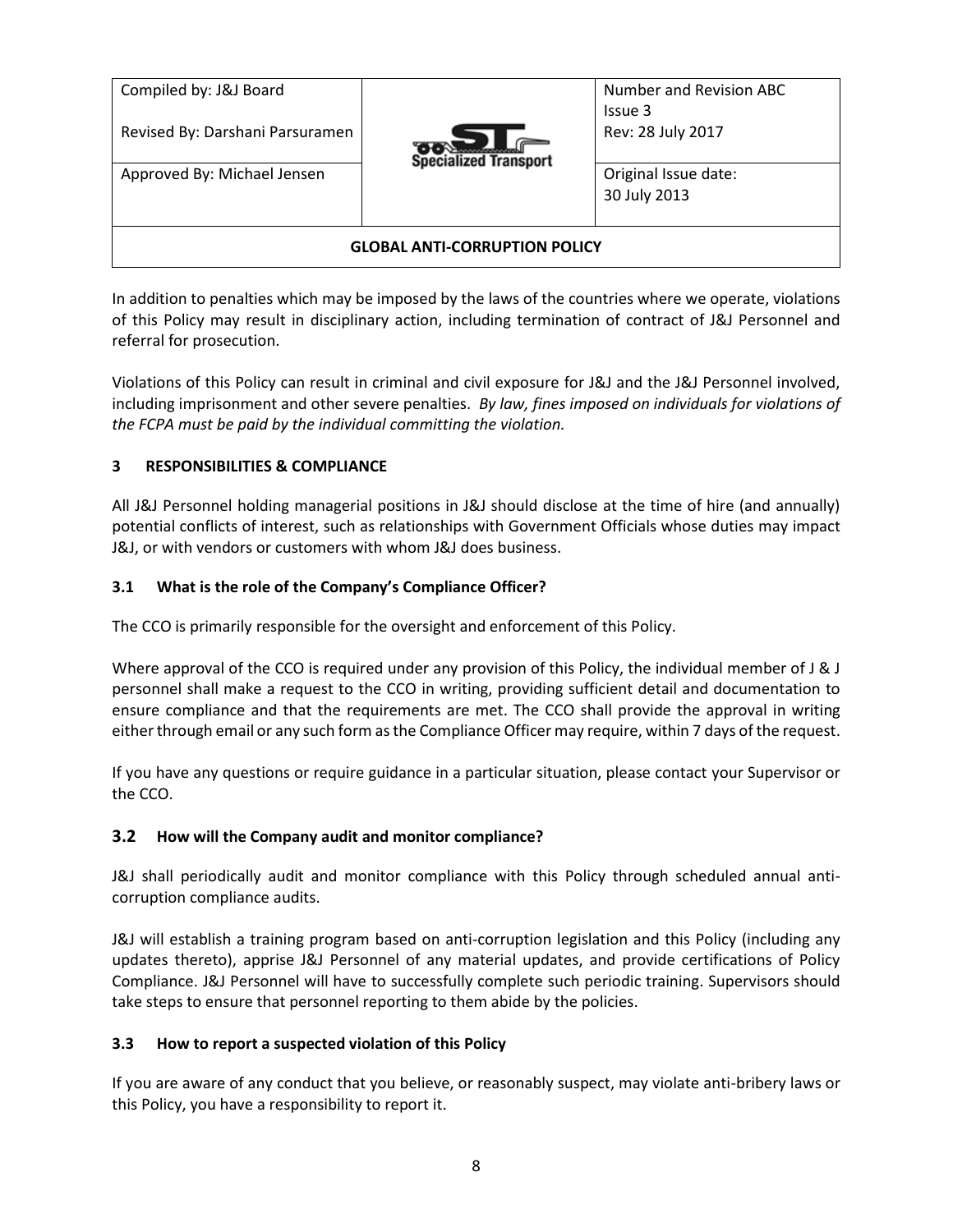In addition to penalties which may be imposed by the laws of the countries where we operate, violations of this Policy may result in disciplinary action, including termination of contract of J&J Personnel and referral for prosecution.

Violations of this Policy can result in criminal and civil exposure for J&J and the J&J Personnel involved, including imprisonment and other severe penalties. *By law, fines imposed on individuals for violations of the FCPA must be paid by the individual committing the violation.*

## 3 RESPONSIBILITIES & COMPLIANCE

All J&J Personnel holding managerial positions in J&J should disclose at the time of hire (and annually) potential conflicts of interest, such as relationships with Government Officials whose duties may impact J&J, or with vendors or customers with whom J&J does business.

### 3.1 What is the role of the Company's Compliance Officer?

The CCO is primarily responsible for the oversight and enforcement of this Policy.

Where approval of the CCO is required under any provision of this Policy, the individual member of J & J personnel shall make a request to the CCO in writing, providing sufficient detail and documentation to ensure compliance and that the requirements are met. The CCO shall provide the approval in writing either through email or any such form as the Compliance Officer may require, within 7 days of the request.

If you have any questions or require guidance in a particular situation, please contact your Supervisor or the CCO.

### 3.2 How will the Company audit and monitor compliance?

J&J shall periodically audit and monitor compliance with this Policy through scheduled annual anti-corruption compliance audits.

J&J will establish a training program based on anti-corruption legislation and this Policy (including any updates thereto), apprise J&J Personnel of any material updates, and provide certifications of Policy Compliance. J&J Personnel will have to successfully complete such periodic training. Supervisors should take steps to ensure that personnel reporting to them abide by the policies.

### 3.3 How to report a suspected violation of this Policy

If you are aware of any conduct that you believe, or reasonably suspect, may violate anti-bribery laws or this Policy, you have a responsibility to report it.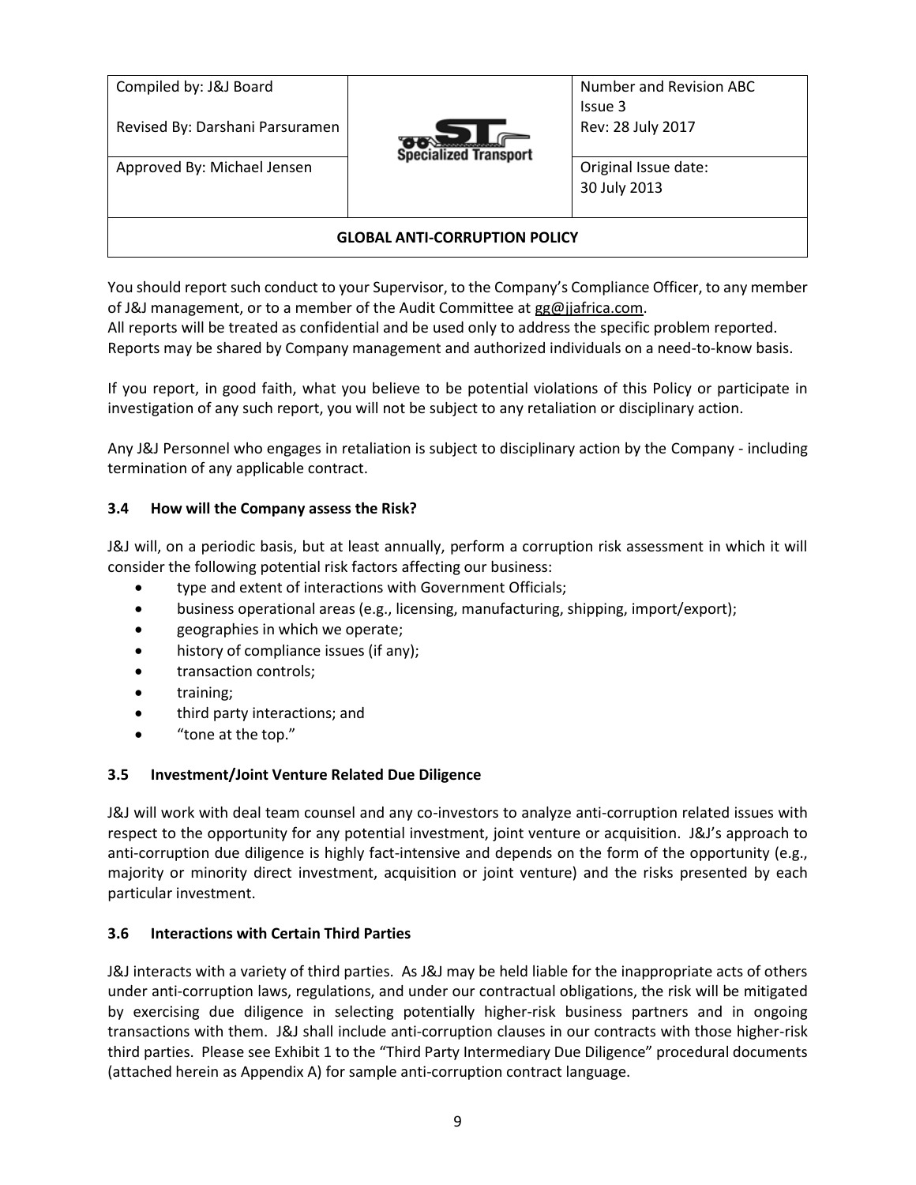You should report such conduct to your Supervisor, to the Company's Compliance Officer, to any member of J&J management, or to a member of the Audit Committee at gg@jjafrica.com.
All reports will be treated as confidential and be used only to address the specific problem reported. Reports may be shared by Company management and authorized individuals on a need-to-know basis.

If you report, in good faith, what you believe to be potential violations of this Policy or participate in investigation of any such report, you will not be subject to any retaliation or disciplinary action.

Any J&J Personnel who engages in retaliation is subject to disciplinary action by the Company - including termination of any applicable contract.

### 3.4 How will the Company assess the Risk?

J&J will, on a periodic basis, but at least annually, perform a corruption risk assessment in which it will consider the following potential risk factors affecting our business:

- type and extent of interactions with Government Officials;
- business operational areas (e.g., licensing, manufacturing, shipping, import/export);
- geographies in which we operate;
- history of compliance issues (if any);
- transaction controls;
- training;
- third party interactions; and
- "tone at the top."

### 3.5 Investment/Joint Venture Related Due Diligence

J&J will work with deal team counsel and any co-investors to analyze anti-corruption related issues with respect to the opportunity for any potential investment, joint venture or acquisition. J&J's approach to anti-corruption due diligence is highly fact-intensive and depends on the form of the opportunity (e.g., majority or minority direct investment, acquisition or joint venture) and the risks presented by each particular investment.

### 3.6 Interactions with Certain Third Parties

J&J interacts with a variety of third parties. As J&J may be held liable for the inappropriate acts of others under anti-corruption laws, regulations, and under our contractual obligations, the risk will be mitigated by exercising due diligence in selecting potentially higher-risk business partners and in ongoing transactions with them. J&J shall include anti-corruption clauses in our contracts with those higher-risk third parties. Please see Exhibit 1 to the "Third Party Intermediary Due Diligence" procedural documents (attached herein as Appendix A) for sample anti-corruption contract language.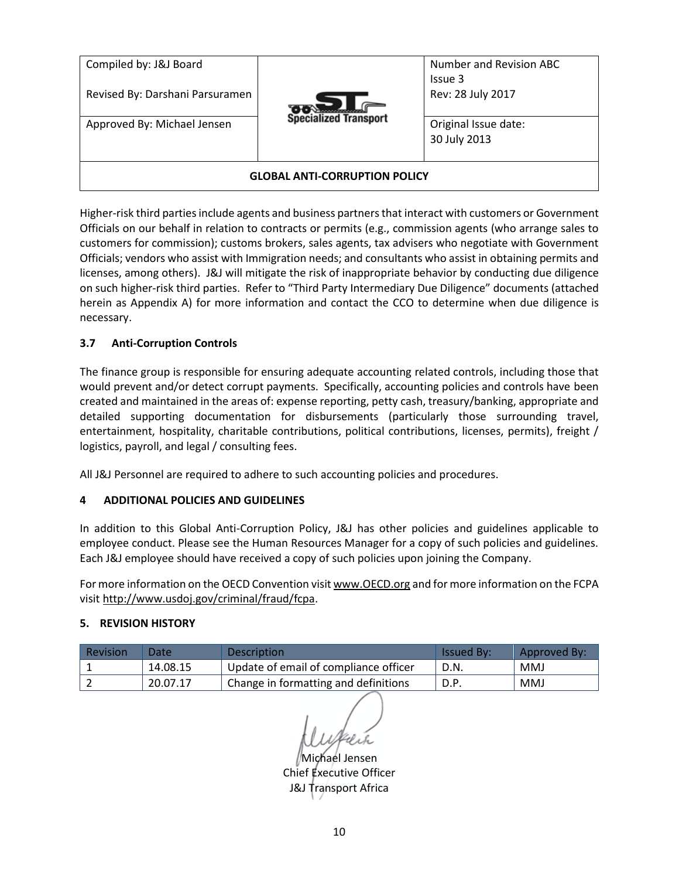Higher-risk third parties include agents and business partners that interact with customers or Government Officials on our behalf in relation to contracts or permits (e.g., commission agents (who arrange sales to customers for commission); customs brokers, sales agents, tax advisers who negotiate with Government Officials; vendors who assist with Immigration needs; and consultants who assist in obtaining permits and licenses, among others). J&J will mitigate the risk of inappropriate behavior by conducting due diligence on such higher-risk third parties. Refer to "Third Party Intermediary Due Diligence" documents (attached herein as Appendix A) for more information and contact the CCO to determine when due diligence is necessary.

### 3.7 Anti-Corruption Controls

The finance group is responsible for ensuring adequate accounting related controls, including those that would prevent and/or detect corrupt payments. Specifically, accounting policies and controls have been created and maintained in the areas of: expense reporting, petty cash, treasury/banking, appropriate and detailed supporting documentation for disbursements (particularly those surrounding travel, entertainment, hospitality, charitable contributions, political contributions, licenses, permits), freight / logistics, payroll, and legal / consulting fees.

All J&J Personnel are required to adhere to such accounting policies and procedures.

## 4 ADDITIONAL POLICIES AND GUIDELINES

In addition to this Global Anti-Corruption Policy, J&J has other policies and guidelines applicable to employee conduct. Please see the Human Resources Manager for a copy of such policies and guidelines. Each J&J employee should have received a copy of such policies upon joining the Company.

For more information on the OECD Convention visit www.OECD.org and for more information on the FCPA visit http://www.usdoj.gov/criminal/fraud/fcpa.

## 5. REVISION HISTORY

| Revision | Date | Description | Issued By: | Approved By: |
|---|---|---|---|---|
| 1 | 14.08.15 | Update of email of compliance officer | D.N. | MMJ |
| 2 | 20.07.17 | Change in formatting and definitions | D.P. | MMJ |

Michael Jensen
Chief Executive Officer
J&J Transport Africa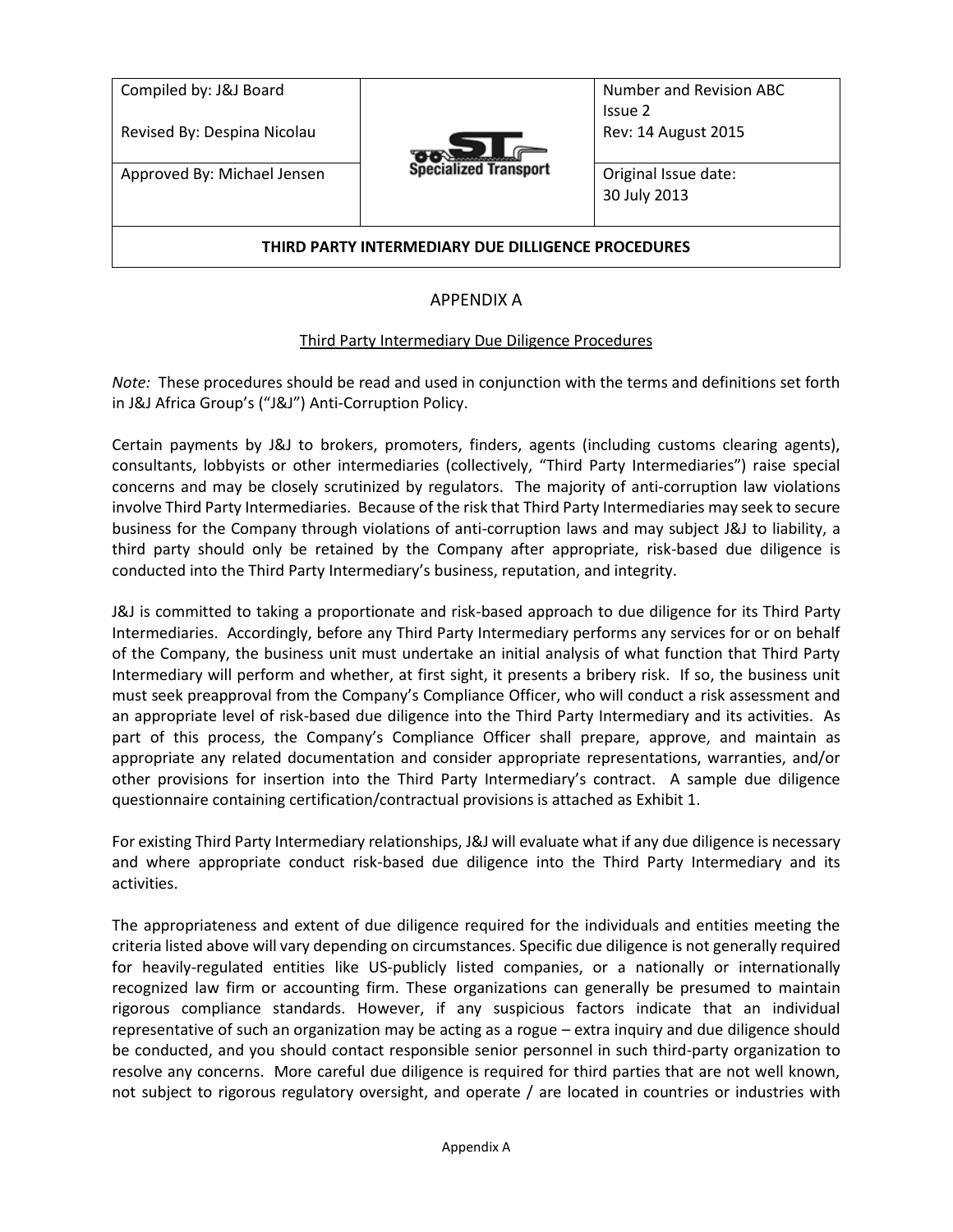| Compiled by: J&J Board<br><br>Revised By: Despina Nicolau | | Number and Revision ABC<br>Issue 2<br>Rev: 14 August 2015 |
|---|---|---|
| Approved By: Michael Jensen | | Original Issue date:<br>30 July 2013 |
| **THIRD PARTY INTERMEDIARY DUE DILLIGENCE PROCEDURES** | | |

## APPENDIX A

Third Party Intermediary Due Diligence Procedures

*Note:* These procedures should be read and used in conjunction with the terms and definitions set forth in J&J Africa Group's ("J&J") Anti-Corruption Policy.

Certain payments by J&J to brokers, promoters, finders, agents (including customs clearing agents), consultants, lobbyists or other intermediaries (collectively, "Third Party Intermediaries") raise special concerns and may be closely scrutinized by regulators. The majority of anti-corruption law violations involve Third Party Intermediaries. Because of the risk that Third Party Intermediaries may seek to secure business for the Company through violations of anti-corruption laws and may subject J&J to liability, a third party should only be retained by the Company after appropriate, risk-based due diligence is conducted into the Third Party Intermediary's business, reputation, and integrity.

J&J is committed to taking a proportionate and risk-based approach to due diligence for its Third Party Intermediaries. Accordingly, before any Third Party Intermediary performs any services for or on behalf of the Company, the business unit must undertake an initial analysis of what function that Third Party Intermediary will perform and whether, at first sight, it presents a bribery risk. If so, the business unit must seek preapproval from the Company's Compliance Officer, who will conduct a risk assessment and an appropriate level of risk-based due diligence into the Third Party Intermediary and its activities. As part of this process, the Company's Compliance Officer shall prepare, approve, and maintain as appropriate any related documentation and consider appropriate representations, warranties, and/or other provisions for insertion into the Third Party Intermediary's contract. A sample due diligence questionnaire containing certification/contractual provisions is attached as Exhibit 1.

For existing Third Party Intermediary relationships, J&J will evaluate what if any due diligence is necessary and where appropriate conduct risk-based due diligence into the Third Party Intermediary and its activities.

The appropriateness and extent of due diligence required for the individuals and entities meeting the criteria listed above will vary depending on circumstances. Specific due diligence is not generally required for heavily-regulated entities like US-publicly listed companies, or a nationally or internationally recognized law firm or accounting firm. These organizations can generally be presumed to maintain rigorous compliance standards. However, if any suspicious factors indicate that an individual representative of such an organization may be acting as a rogue – extra inquiry and due diligence should be conducted, and you should contact responsible senior personnel in such third-party organization to resolve any concerns. More careful due diligence is required for third parties that are not well known, not subject to rigorous regulatory oversight, and operate / are located in countries or industries with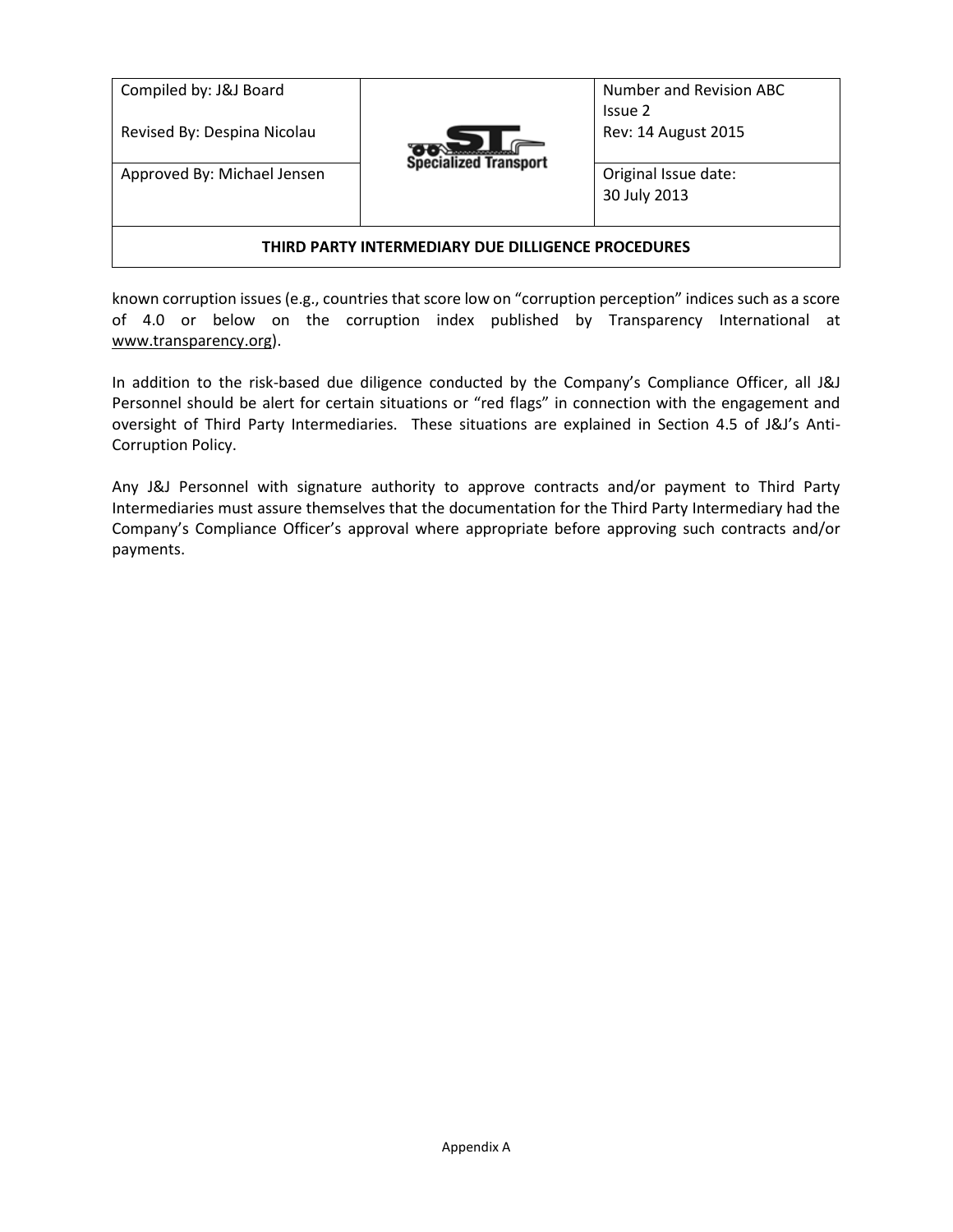known corruption issues (e.g., countries that score low on "corruption perception" indices such as a score of 4.0 or below on the corruption index published by Transparency International at www.transparency.org).

In addition to the risk-based due diligence conducted by the Company's Compliance Officer, all J&J Personnel should be alert for certain situations or "red flags" in connection with the engagement and oversight of Third Party Intermediaries. These situations are explained in Section 4.5 of J&J's Anti-Corruption Policy.

Any J&J Personnel with signature authority to approve contracts and/or payment to Third Party Intermediaries must assure themselves that the documentation for the Third Party Intermediary had the Company's Compliance Officer's approval where appropriate before approving such contracts and/or payments.

Appendix A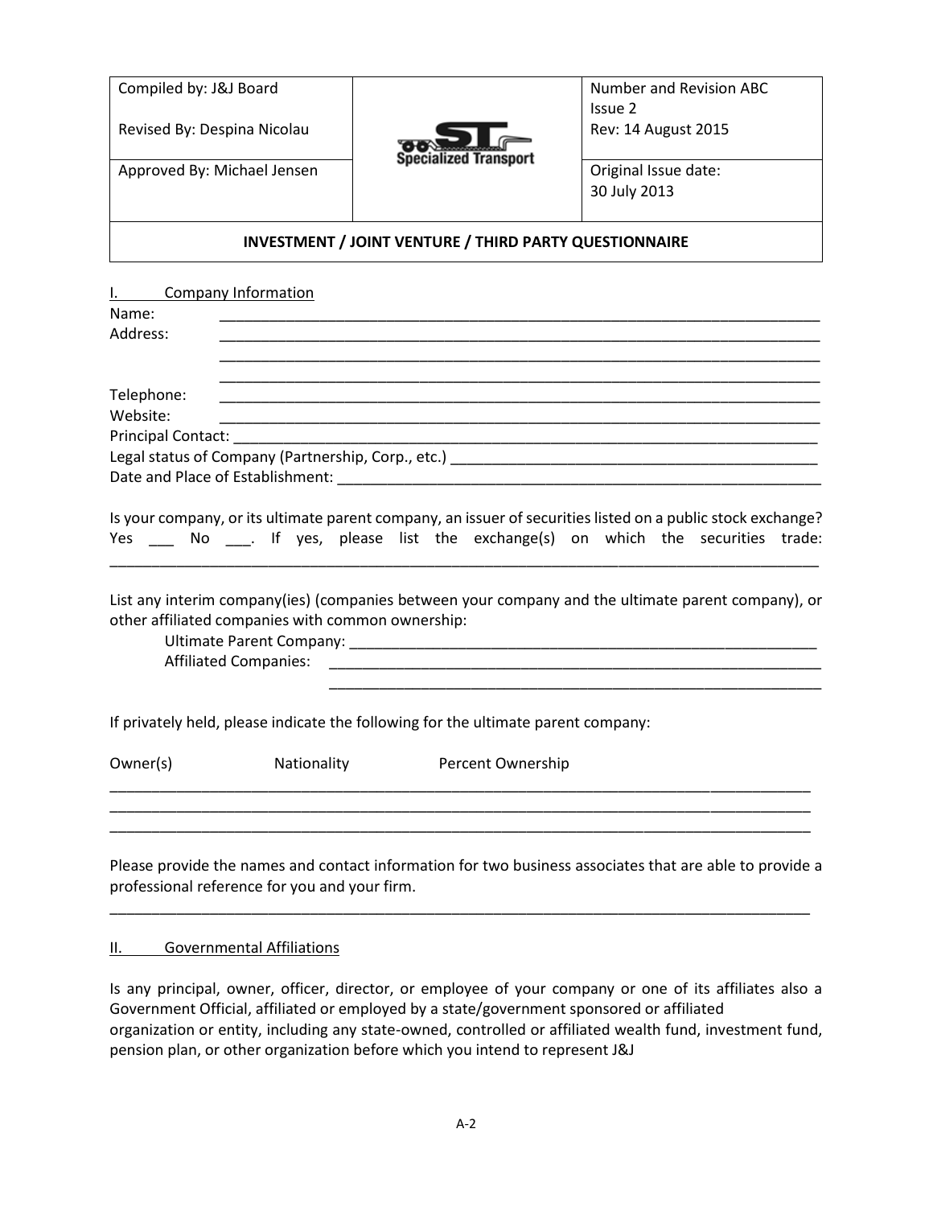| Compiled by: J&J Board<br><br>Revised By: Despina Nicolau | Specialized Transport | Number and Revision ABC<br>Issue 2<br>Rev: 14 August 2015 |
|---|---|---|
| Approved By: Michael Jensen | | Original Issue date:<br>30 July 2013 |
| **INVESTMENT / JOINT VENTURE / THIRD PARTY QUESTIONNAIRE** | | |

I. Company Information

Name: ____________________________________________________________________________

Address: ____________________________________________________________________________

____________________________________________________________________________

____________________________________________________________________________

Telephone: ____________________________________________________________________________

Website: ____________________________________________________________________________

Principal Contact: ____________________________________________________________________________

Legal status of Company (Partnership, Corp., etc.) ______________________________________________

Date and Place of Establishment: _____________________________________________________________

Is your company, or its ultimate parent company, an issuer of securities listed on a public stock exchange? Yes ___ No ___. If yes, please list the exchange(s) on which the securities trade: ____________________________________________________________________________________________

List any interim company(ies) (companies between your company and the ultimate parent company), or other affiliated companies with common ownership:

Ultimate Parent Company: ___________________________________________________________

Affiliated Companies: ______________________________________________________________

______________________________________________________________

If privately held, please indicate the following for the ultimate parent company:

Owner(s) Nationality Percent Ownership

____________________________________________________________________________________________

____________________________________________________________________________________________

____________________________________________________________________________________________

Please provide the names and contact information for two business associates that are able to provide a professional reference for you and your firm.

____________________________________________________________________________________________

II. Governmental Affiliations

Is any principal, owner, officer, director, or employee of your company or one of its affiliates also a Government Official, affiliated or employed by a state/government sponsored or affiliated organization or entity, including any state-owned, controlled or affiliated wealth fund, investment fund, pension plan, or other organization before which you intend to represent J&J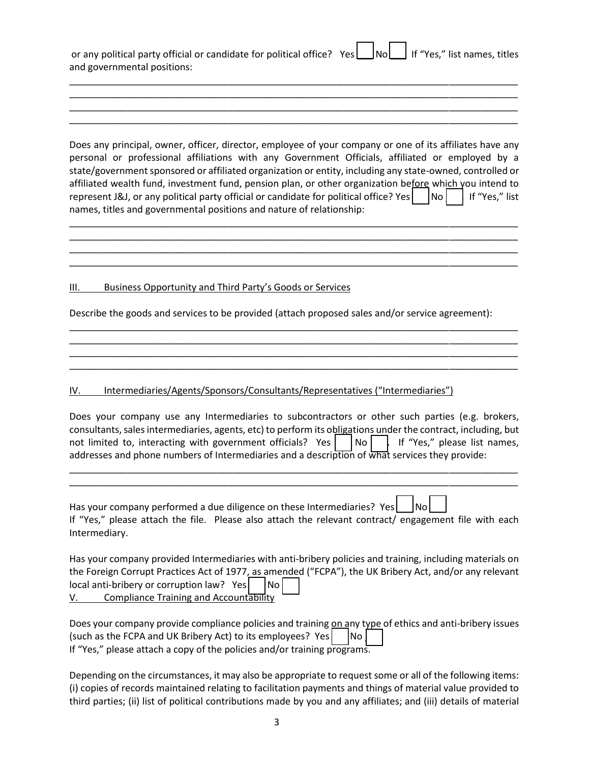or any political party official or candidate for political office? Yes [ ] No [ ] If "Yes," list names, titles and governmental positions:

________________________________________________________________________________________
________________________________________________________________________________________
________________________________________________________________________________________
________________________________________________________________________________________

Does any principal, owner, officer, director, employee of your company or one of its affiliates have any personal or professional affiliations with any Government Officials, affiliated or employed by a state/government sponsored or affiliated organization or entity, including any state-owned, controlled or affiliated wealth fund, investment fund, pension plan, or other organization before which you intend to represent J&J, or any political party official or candidate for political office? Yes [ ] No [ ] If "Yes," list names, titles and governmental positions and nature of relationship:

________________________________________________________________________________________
________________________________________________________________________________________
________________________________________________________________________________________
________________________________________________________________________________________

## III. Business Opportunity and Third Party's Goods or Services

Describe the goods and services to be provided (attach proposed sales and/or service agreement):

________________________________________________________________________________________
________________________________________________________________________________________
________________________________________________________________________________________
________________________________________________________________________________________

## IV. Intermediaries/Agents/Sponsors/Consultants/Representatives ("Intermediaries")

Does your company use any Intermediaries to subcontractors or other such parties (e.g. brokers, consultants, sales intermediaries, agents, etc) to perform its obligations under the contract, including, but not limited to, interacting with government officials? Yes [ ] No [ ]. If "Yes," please list names, addresses and phone numbers of Intermediaries and a description of what services they provide:

________________________________________________________________________________________
________________________________________________________________________________________

Has your company performed a due diligence on these Intermediaries? Yes [ ] No [ ]
If "Yes," please attach the file. Please also attach the relevant contract/ engagement file with each Intermediary.

Has your company provided Intermediaries with anti-bribery policies and training, including materials on the Foreign Corrupt Practices Act of 1977, as amended ("FCPA"), the UK Bribery Act, and/or any relevant local anti-bribery or corruption law? Yes [ ] No [ ]

## V. Compliance Training and Accountability

Does your company provide compliance policies and training on any type of ethics and anti-bribery issues (such as the FCPA and UK Bribery Act) to its employees? Yes [ ] No [ ]
If "Yes," please attach a copy of the policies and/or training programs.

Depending on the circumstances, it may also be appropriate to request some or all of the following items: (i) copies of records maintained relating to facilitation payments and things of material value provided to third parties; (ii) list of political contributions made by you and any affiliates; and (iii) details of material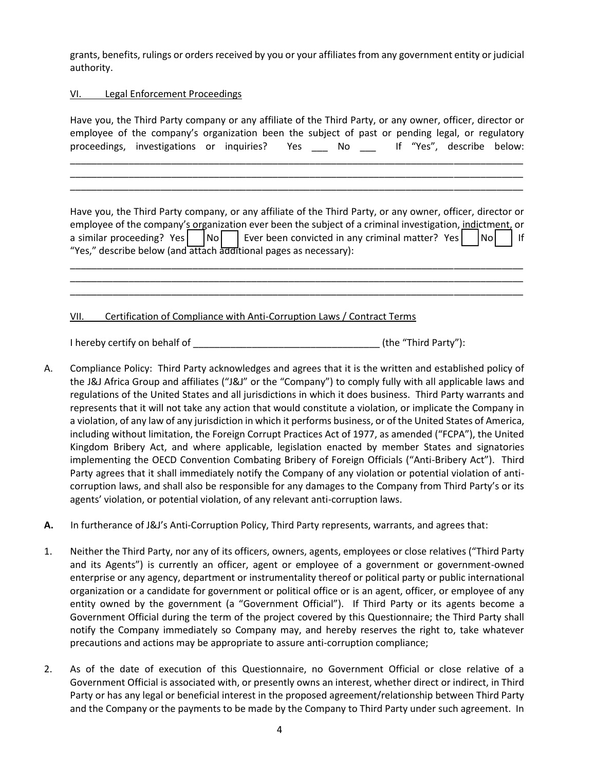grants, benefits, rulings or orders received by you or your affiliates from any government entity or judicial authority.

VI. Legal Enforcement Proceedings

Have you, the Third Party company or any affiliate of the Third Party, or any owner, officer, director or employee of the company's organization been the subject of past or pending legal, or regulatory proceedings, investigations or inquiries? Yes ___ No ___ If "Yes", describe below:
______________________________________________________________________________________
______________________________________________________________________________________
______________________________________________________________________________________

Have you, the Third Party company, or any affiliate of the Third Party, or any owner, officer, director or employee of the company's organization ever been the subject of a criminal investigation, indictment, or a similar proceeding? Yes ☐ No ☐ Ever been convicted in any criminal matter? Yes ☐ No ☐ If "Yes," describe below (and attach additional pages as necessary):
______________________________________________________________________________________
______________________________________________________________________________________
______________________________________________________________________________________

VII. Certification of Compliance with Anti-Corruption Laws / Contract Terms

I hereby certify on behalf of ___________________________________ (the "Third Party"):

A. Compliance Policy: Third Party acknowledges and agrees that it is the written and established policy of the J&J Africa Group and affiliates ("J&J" or the "Company") to comply fully with all applicable laws and regulations of the United States and all jurisdictions in which it does business. Third Party warrants and represents that it will not take any action that would constitute a violation, or implicate the Company in a violation, of any law of any jurisdiction in which it performs business, or of the United States of America, including without limitation, the Foreign Corrupt Practices Act of 1977, as amended ("FCPA"), the United Kingdom Bribery Act, and where applicable, legislation enacted by member States and signatories implementing the OECD Convention Combating Bribery of Foreign Officials ("Anti-Bribery Act"). Third Party agrees that it shall immediately notify the Company of any violation or potential violation of anti-corruption laws, and shall also be responsible for any damages to the Company from Third Party's or its agents' violation, or potential violation, of any relevant anti-corruption laws.

**A.** In furtherance of J&J's Anti-Corruption Policy, Third Party represents, warrants, and agrees that:

1. Neither the Third Party, nor any of its officers, owners, agents, employees or close relatives ("Third Party and its Agents") is currently an officer, agent or employee of a government or government-owned enterprise or any agency, department or instrumentality thereof or political party or public international organization or a candidate for government or political office or is an agent, officer, or employee of any entity owned by the government (a "Government Official"). If Third Party or its agents become a Government Official during the term of the project covered by this Questionnaire; the Third Party shall notify the Company immediately so Company may, and hereby reserves the right to, take whatever precautions and actions may be appropriate to assure anti-corruption compliance;

2. As of the date of execution of this Questionnaire, no Government Official or close relative of a Government Official is associated with, or presently owns an interest, whether direct or indirect, in Third Party or has any legal or beneficial interest in the proposed agreement/relationship between Third Party and the Company or the payments to be made by the Company to Third Party under such agreement. In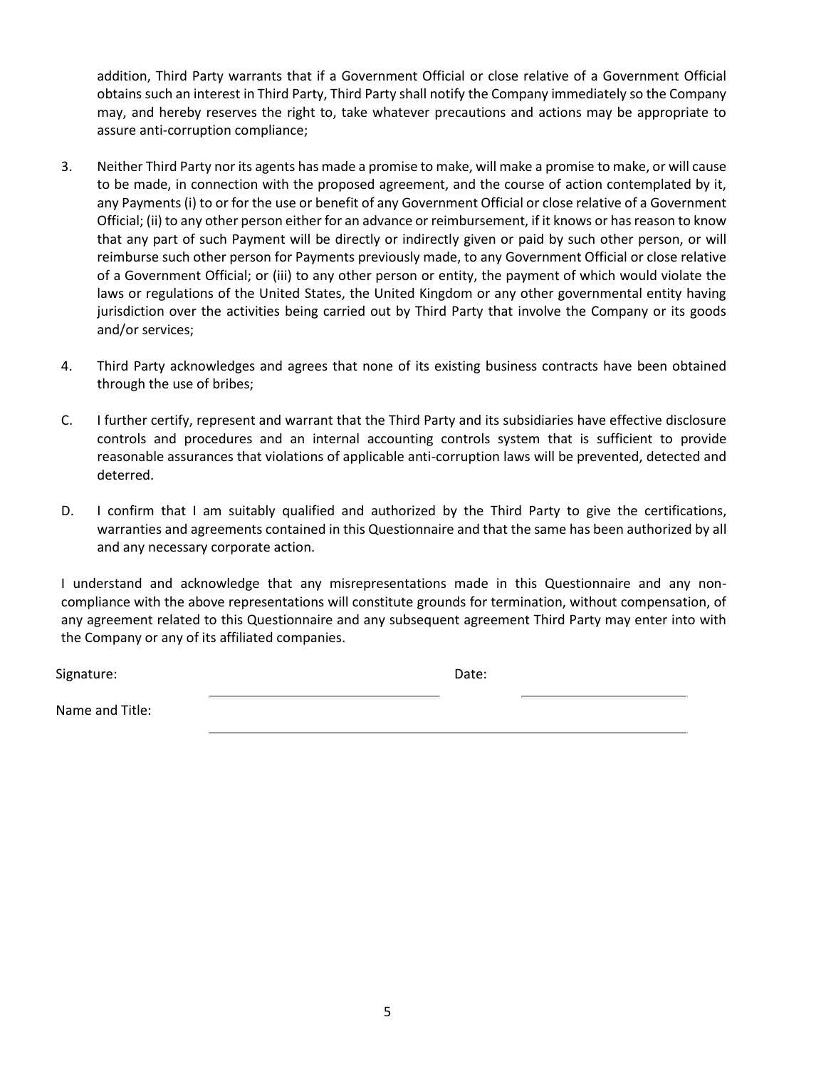addition, Third Party warrants that if a Government Official or close relative of a Government Official obtains such an interest in Third Party, Third Party shall notify the Company immediately so the Company may, and hereby reserves the right to, take whatever precautions and actions may be appropriate to assure anti-corruption compliance;

3. Neither Third Party nor its agents has made a promise to make, will make a promise to make, or will cause to be made, in connection with the proposed agreement, and the course of action contemplated by it, any Payments (i) to or for the use or benefit of any Government Official or close relative of a Government Official; (ii) to any other person either for an advance or reimbursement, if it knows or has reason to know that any part of such Payment will be directly or indirectly given or paid by such other person, or will reimburse such other person for Payments previously made, to any Government Official or close relative of a Government Official; or (iii) to any other person or entity, the payment of which would violate the laws or regulations of the United States, the United Kingdom or any other governmental entity having jurisdiction over the activities being carried out by Third Party that involve the Company or its goods and/or services;

4. Third Party acknowledges and agrees that none of its existing business contracts have been obtained through the use of bribes;

C. I further certify, represent and warrant that the Third Party and its subsidiaries have effective disclosure controls and procedures and an internal accounting controls system that is sufficient to provide reasonable assurances that violations of applicable anti-corruption laws will be prevented, detected and deterred.

D. I confirm that I am suitably qualified and authorized by the Third Party to give the certifications, warranties and agreements contained in this Questionnaire and that the same has been authorized by all and any necessary corporate action.

I understand and acknowledge that any misrepresentations made in this Questionnaire and any non-compliance with the above representations will constitute grounds for termination, without compensation, of any agreement related to this Questionnaire and any subsequent agreement Third Party may enter into with the Company or any of its affiliated companies.

Signature: ______________________________ Date: ____________________

Name and Title: ______________________________________________________